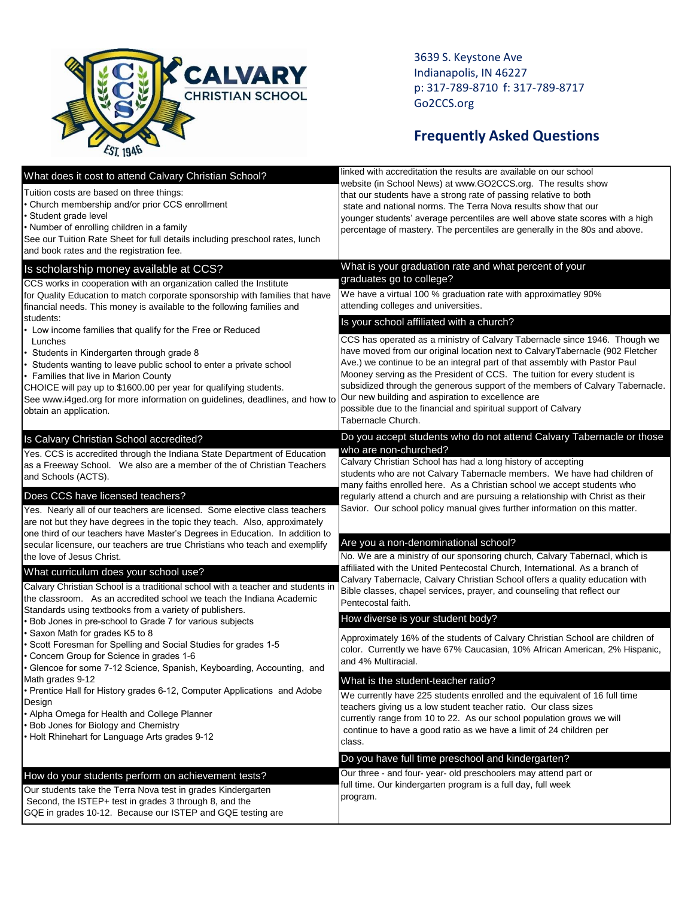# Calvary Christian School

3639 S. Keystone Ave
Indianapolis, IN 46227
p: 317-789-8710 f: 317-789-8717
Go2CCS.org

## Frequently Asked Questions

### What does it cost to attend Calvary Christian School?

Tuition costs are based on three things:

- Church membership and/or prior CCS enrollment
- Student grade level
- Number of enrolling children in a family

See our Tuition Rate Sheet for full details including preschool rates, lunch and book rates and the registration fee.

### Is scholarship money available at CCS?

CCS works in cooperation with an organization called the Institute for Quality Education to match corporate sponsorship with families that have financial needs. This money is available to the following families and students:

- Low income families that qualify for the Free or Reduced Lunches
- Students in Kindergarten through grade 8
- Students wanting to leave public school to enter a private school
- Families that live in Marion County

CHOICE will pay up to $1600.00 per year for qualifying students.
See www.i4ged.org for more information on guidelines, deadlines, and how to obtain an application.

### Is Calvary Christian School accredited?

Yes. CCS is accredited through the Indiana State Department of Education as a Freeway School. We also are a member of the of Christian Teachers and Schools (ACTS).

### Does CCS have licensed teachers?

Yes. Nearly all of our teachers are licensed. Some elective class teachers are not but they have degrees in the topic they teach. Also, approximately one third of our teachers have Master's Degrees in Education. In addition to secular licensure, our teachers are true Christians who teach and exemplify the love of Jesus Christ.

### What curriculum does your school use?

Calvary Christian School is a traditional school with a teacher and students in the classroom. As an accredited school we teach the Indiana Academic Standards using textbooks from a variety of publishers.

- Bob Jones in pre-school to Grade 7 for various subjects
- Saxon Math for grades K5 to 8
- Scott Foresman for Spelling and Social Studies for grades 1-5
- Concern Group for Science in grades 1-6
- Glencoe for some 7-12 Science, Spanish, Keyboarding, Accounting, and Math grades 9-12
- Prentice Hall for History grades 6-12, Computer Applications and Adobe Design
- Alpha Omega for Health and College Planner
- Bob Jones for Biology and Chemistry
- Holt Rhinehart for Language Arts grades 9-12

### How do your students perform on achievement tests?

Our students take the Terra Nova test in grades Kindergarten Second, the ISTEP+ test in grades 3 through 8, and the GQE in grades 10-12. Because our ISTEP and GQE testing are linked with accreditation the results are available on our school website (in School News) at www.GO2CCS.org. The results show that our students have a strong rate of passing relative to both state and national norms. The Terra Nova results show that our younger students' average percentiles are well above state scores with a high percentage of mastery. The percentiles are generally in the 80s and above.

### What is your graduation rate and what percent of your graduates go to college?

We have a virtual 100 % graduation rate with approximatley 90% attending colleges and universities.

### Is your school affiliated with a church?

CCS has operated as a ministry of Calvary Tabernacle since 1946. Though we have moved from our original location next to CalvaryTabernacle (902 Fletcher Ave.) we continue to be an integral part of that assembly with Pastor Paul Mooney serving as the President of CCS. The tuition for every student is subsidized through the generous support of the members of Calvary Tabernacle. Our new building and aspiration to excellence are possible due to the financial and spiritual support of Calvary Tabernacle Church.

### Do you accept students who do not attend Calvary Tabernacle or those who are non-churched?

Calvary Christian School has had a long history of accepting students who are not Calvary Tabernacle members. We have had children of many faiths enrolled here. As a Christian school we accept students who regularly attend a church and are pursuing a relationship with Christ as their Savior. Our school policy manual gives further information on this matter.

### Are you a non-denominational school?

No. We are a ministry of our sponsoring church, Calvary Tabernacl, which is affiliated with the United Pentecostal Church, International. As a branch of Calvary Tabernacle, Calvary Christian School offers a quality education with Bible classes, chapel services, prayer, and counseling that reflect our Pentecostal faith.

### How diverse is your student body?

Approximately 16% of the students of Calvary Christian School are children of color. Currently we have 67% Caucasian, 10% African American, 2% Hispanic, and 4% Multiracial.

### What is the student-teacher ratio?

We currently have 225 students enrolled and the equivalent of 16 full time teachers giving us a low student teacher ratio. Our class sizes currently range from 10 to 22. As our school population grows we will continue to have a good ratio as we have a limit of 24 children per class.

### Do you have full time preschool and kindergarten?

Our three - and four- year- old preschoolers may attend part or full time. Our kindergarten program is a full day, full week program.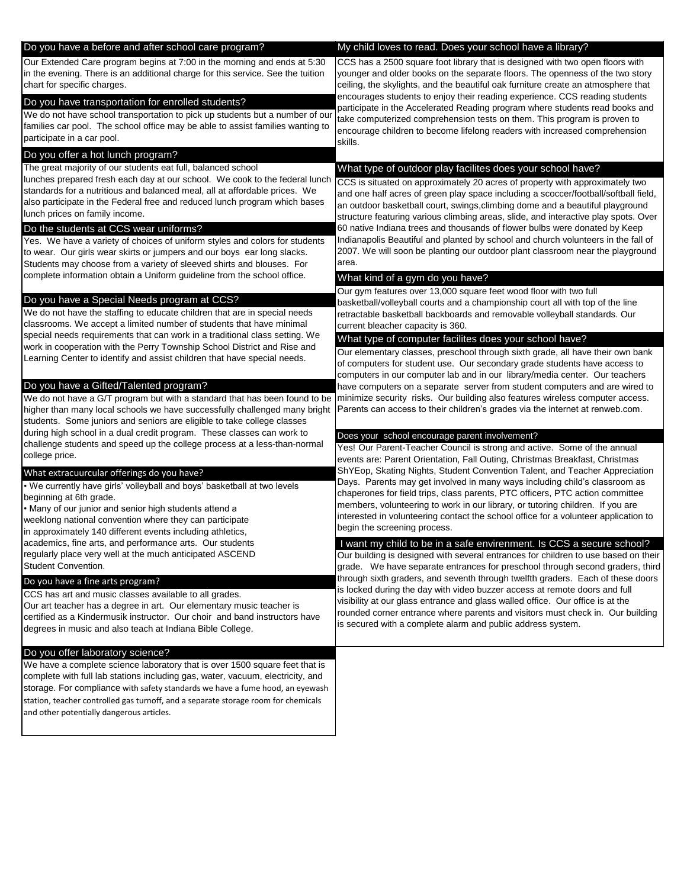## Do you have a before and after school care program?

Our Extended Care program begins at 7:00 in the morning and ends at 5:30 in the evening. There is an additional charge for this service. See the tuition chart for specific charges.

## Do you have transportation for enrolled students?

We do not have school transportation to pick up students but a number of our families car pool. The school office may be able to assist families wanting to participate in a car pool.

## Do you offer a hot lunch program?

The great majority of our students eat full, balanced school lunches prepared fresh each day at our school. We cook to the federal lunch standards for a nutritious and balanced meal, all at affordable prices. We also participate in the Federal free and reduced lunch program which bases lunch prices on family income.

## Do the students at CCS wear uniforms?

Yes. We have a variety of choices of uniform styles and colors for students to wear. Our girls wear skirts or jumpers and our boys ear long slacks. Students may choose from a variety of sleeved shirts and blouses. For complete information obtain a Uniform guideline from the school office.

## Do you have a Special Needs program at CCS?

We do not have the staffing to educate children that are in special needs classrooms. We accept a limited number of students that have minimal special needs requirements that can work in a traditional class setting. We work in cooperation with the Perry Township School District and Rise and Learning Center to identify and assist children that have special needs.

## Do you have a Gifted/Talented program?

We do not have a G/T program but with a standard that has been found to be higher than many local schools we have successfully challenged many bright students. Some juniors and seniors are eligible to take college classes during high school in a dual credit program. These classes can work to challenge students and speed up the college process at a less-than-normal college price.

## What extracuurcular offerings do you have?

- We currently have girls' volleyball and boys' basketball at two levels beginning at 6th grade.
- Many of our junior and senior high students attend a weeklong national convention where they can participate in approximately 140 different events including athletics, academics, fine arts, and performance arts. Our students regularly place very well at the much anticipated ASCEND Student Convention.

## Do you have a fine arts program?

CCS has art and music classes available to all grades.
Our art teacher has a degree in art. Our elementary music teacher is certified as a Kindermusik instructor. Our choir and band instructors have degrees in music and also teach at Indiana Bible College.

## Do you offer laboratory science?

We have a complete science laboratory that is over 1500 square feet that is complete with full lab stations including gas, water, vacuum, electricity, and storage. For compliance with safety standards we have a fume hood, an eyewash station, teacher controlled gas turnoff, and a separate storage room for chemicals and other potentially dangerous articles.

## My child loves to read. Does your school have a library?

CCS has a 2500 square foot library that is designed with two open floors with younger and older books on the separate floors. The openness of the two story ceiling, the skylights, and the beautiful oak furniture create an atmosphere that encourages students to enjoy their reading experience. CCS reading students participate in the Accelerated Reading program where students read books and take computerized comprehension tests on them. This program is proven to encourage children to become lifelong readers with increased comprehension skills.

## What type of outdoor play facilites does your school have?

CCS is situated on approximately 20 acres of property with approximately two and one half acres of green play space including a scoccer/football/softball field, an outdoor basketball court, swings,climbing dome and a beautiful playground structure featuring various climbing areas, slide, and interactive play spots. Over 60 native Indiana trees and thousands of flower bulbs were donated by Keep Indianapolis Beautiful and planted by school and church volunteers in the fall of 2007. We will soon be planting our outdoor plant classroom near the playground area.

## What kind of a gym do you have?

Our gym features over 13,000 square feet wood floor with two full basketball/volleyball courts and a championship court all with top of the line retractable basketball backboards and removable volleyball standards. Our current bleacher capacity is 360.

## What type of computer facilites does your school have?

Our elementary classes, preschool through sixth grade, all have their own bank of computers for student use. Our secondary grade students have access to computers in our computer lab and in our library/media center. Our teachers have computers on a separate server from student computers and are wired to minimize security risks. Our building also features wireless computer access. Parents can access to their children's grades via the internet at renweb.com.

## Does your school encourage parent involvement?

Yes! Our Parent-Teacher Council is strong and active. Some of the annual events are: Parent Orientation, Fall Outing, Christmas Breakfast, Christmas ShYEop, Skating Nights, Student Convention Talent, and Teacher Appreciation Days. Parents may get involved in many ways including child's classroom as chaperones for field trips, class parents, PTC officers, PTC action committee members, volunteering to work in our library, or tutoring children. If you are interested in volunteering contact the school office for a volunteer application to begin the screening process.

## I want my child to be in a safe envirenment. Is CCS a secure school?

Our building is designed with several entrances for children to use based on their grade. We have separate entrances for preschool through second graders, third through sixth graders, and seventh through twelfth graders. Each of these doors is locked during the day with video buzzer access at remote doors and full visibility at our glass entrance and glass walled office. Our office is at the rounded corner entrance where parents and visitors must check in. Our building is secured with a complete alarm and public address system.